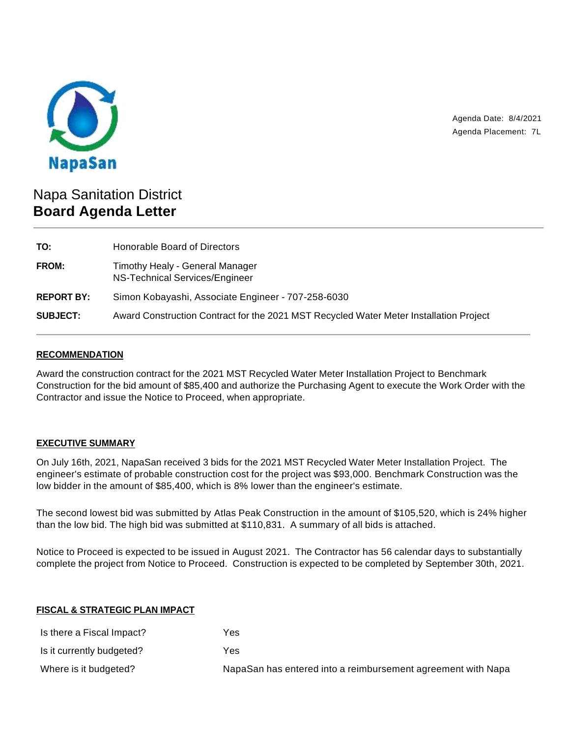NapaSan

Agenda Date: 8/4/2021
Agenda Placement: 7L

# Napa Sanitation District
# **Board Agenda Letter**

| | |
|---|---|
| **TO:** | Honorable Board of Directors |
| **FROM:** | Timothy Healy - General Manager<br>NS-Technical Services/Engineer |
| **REPORT BY:** | Simon Kobayashi, Associate Engineer - 707-258-6030 |
| **SUBJECT:** | Award Construction Contract for the 2021 MST Recycled Water Meter Installation Project |

## RECOMMENDATION

Award the construction contract for the 2021 MST Recycled Water Meter Installation Project to Benchmark Construction for the bid amount of $85,400 and authorize the Purchasing Agent to execute the Work Order with the Contractor and issue the Notice to Proceed, when appropriate.

## EXECUTIVE SUMMARY

On July 16th, 2021, NapaSan received 3 bids for the 2021 MST Recycled Water Meter Installation Project. The engineer's estimate of probable construction cost for the project was $93,000. Benchmark Construction was the low bidder in the amount of $85,400, which is 8% lower than the engineer's estimate.

The second lowest bid was submitted by Atlas Peak Construction in the amount of $105,520, which is 24% higher than the low bid. The high bid was submitted at $110,831. A summary of all bids is attached.

Notice to Proceed is expected to be issued in August 2021. The Contractor has 56 calendar days to substantially complete the project from Notice to Proceed. Construction is expected to be completed by September 30th, 2021.

## FISCAL & STRATEGIC PLAN IMPACT

| | |
|---|---|
| Is there a Fiscal Impact? | Yes |
| Is it currently budgeted? | Yes |
| Where is it budgeted? | NapaSan has entered into a reimbursement agreement with Napa |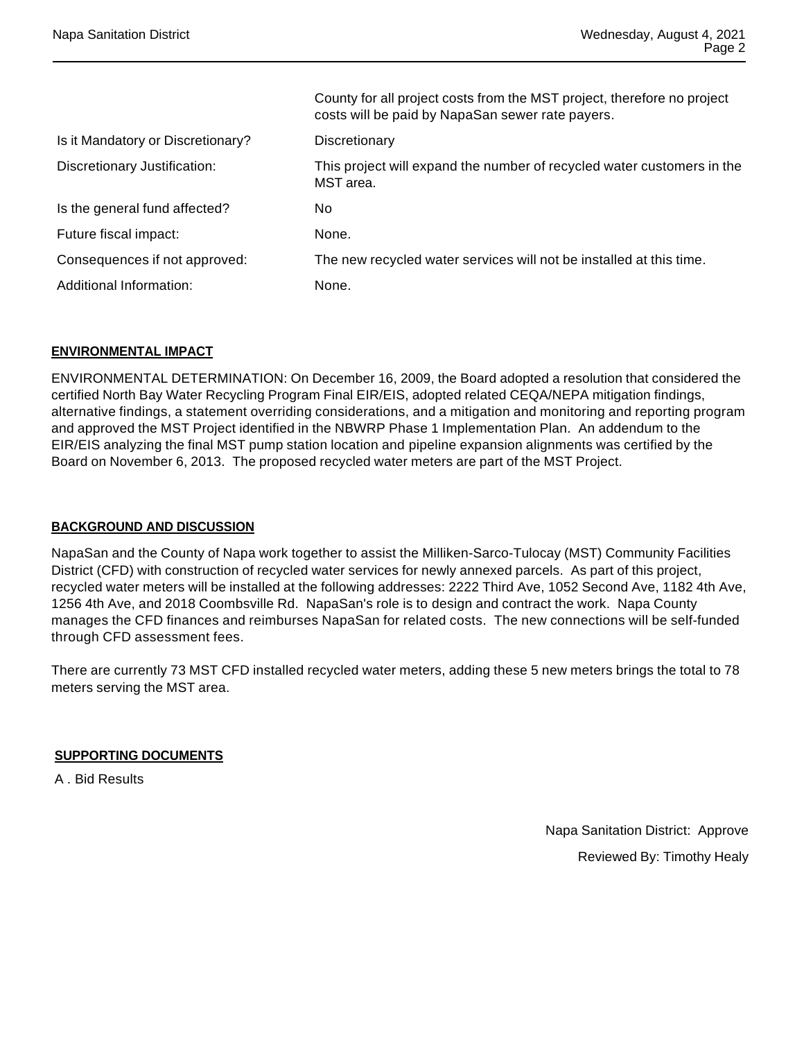| | |
|---|---|
| | County for all project costs from the MST project, therefore no project costs will be paid by NapaSan sewer rate payers. |
| Is it Mandatory or Discretionary? | Discretionary |
| Discretionary Justification: | This project will expand the number of recycled water customers in the MST area. |
| Is the general fund affected? | No |
| Future fiscal impact: | None. |
| Consequences if not approved: | The new recycled water services will not be installed at this time. |
| Additional Information: | None. |

## ENVIRONMENTAL IMPACT

ENVIRONMENTAL DETERMINATION: On December 16, 2009, the Board adopted a resolution that considered the certified North Bay Water Recycling Program Final EIR/EIS, adopted related CEQA/NEPA mitigation findings, alternative findings, a statement overriding considerations, and a mitigation and monitoring and reporting program and approved the MST Project identified in the NBWRP Phase 1 Implementation Plan. An addendum to the EIR/EIS analyzing the final MST pump station location and pipeline expansion alignments was certified by the Board on November 6, 2013. The proposed recycled water meters are part of the MST Project.

## BACKGROUND AND DISCUSSION

NapaSan and the County of Napa work together to assist the Milliken-Sarco-Tulocay (MST) Community Facilities District (CFD) with construction of recycled water services for newly annexed parcels. As part of this project, recycled water meters will be installed at the following addresses: 2222 Third Ave, 1052 Second Ave, 1182 4th Ave, 1256 4th Ave, and 2018 Coombsville Rd. NapaSan's role is to design and contract the work. Napa County manages the CFD finances and reimburses NapaSan for related costs. The new connections will be self-funded through CFD assessment fees.

There are currently 73 MST CFD installed recycled water meters, adding these 5 new meters brings the total to 78 meters serving the MST area.

## SUPPORTING DOCUMENTS

A . Bid Results

Napa Sanitation District: Approve

Reviewed By: Timothy Healy